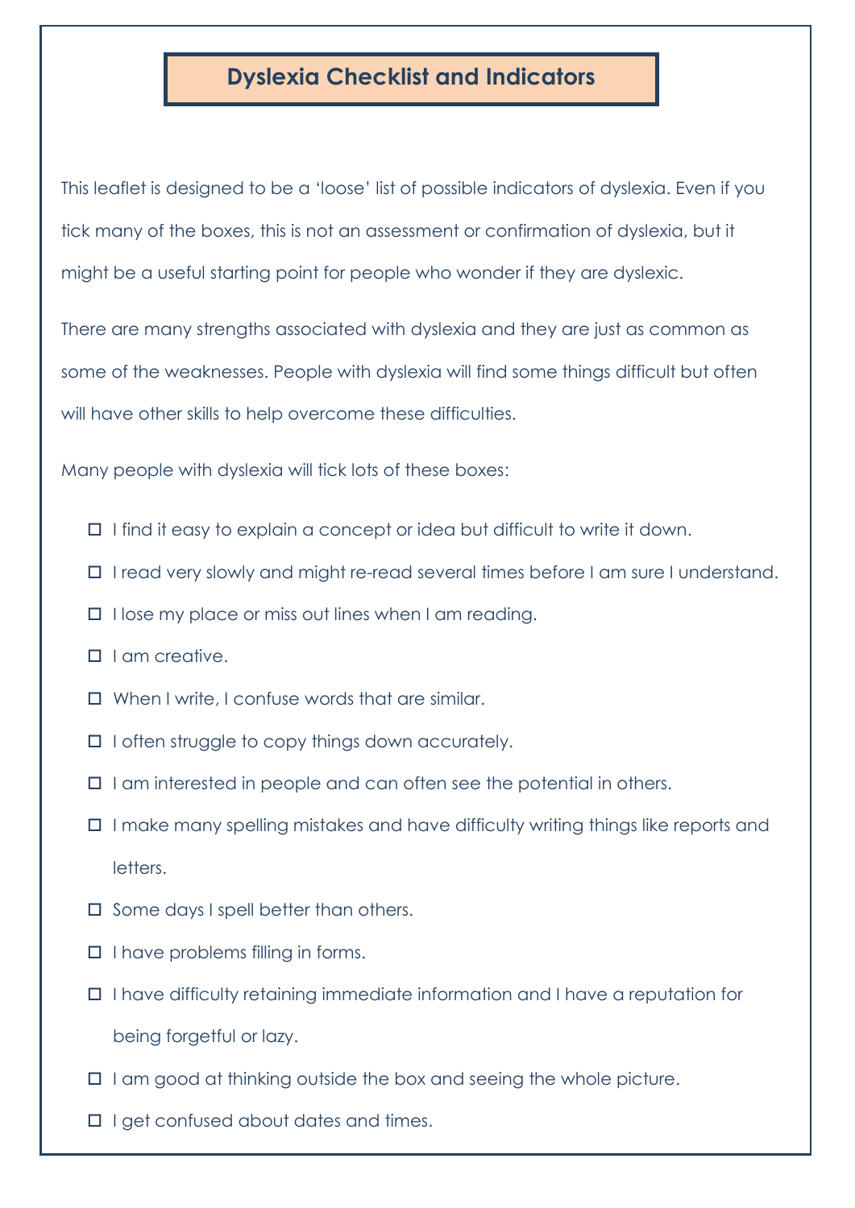# Dyslexia Checklist and Indicators

This leaflet is designed to be a 'loose' list of possible indicators of dyslexia. Even if you tick many of the boxes, this is not an assessment or confirmation of dyslexia, but it might be a useful starting point for people who wonder if they are dyslexic.

There are many strengths associated with dyslexia and they are just as common as some of the weaknesses. People with dyslexia will find some things difficult but often will have other skills to help overcome these difficulties.

Many people with dyslexia will tick lots of these boxes:

- ☐ I find it easy to explain a concept or idea but difficult to write it down.
- ☐ I read very slowly and might re-read several times before I am sure I understand.
- ☐ I lose my place or miss out lines when I am reading.
- ☐ I am creative.
- ☐ When I write, I confuse words that are similar.
- ☐ I often struggle to copy things down accurately.
- ☐ I am interested in people and can often see the potential in others.
- ☐ I make many spelling mistakes and have difficulty writing things like reports and letters.
- ☐ Some days I spell better than others.
- ☐ I have problems filling in forms.
- ☐ I have difficulty retaining immediate information and I have a reputation for being forgetful or lazy.
- ☐ I am good at thinking outside the box and seeing the whole picture.
- ☐ I get confused about dates and times.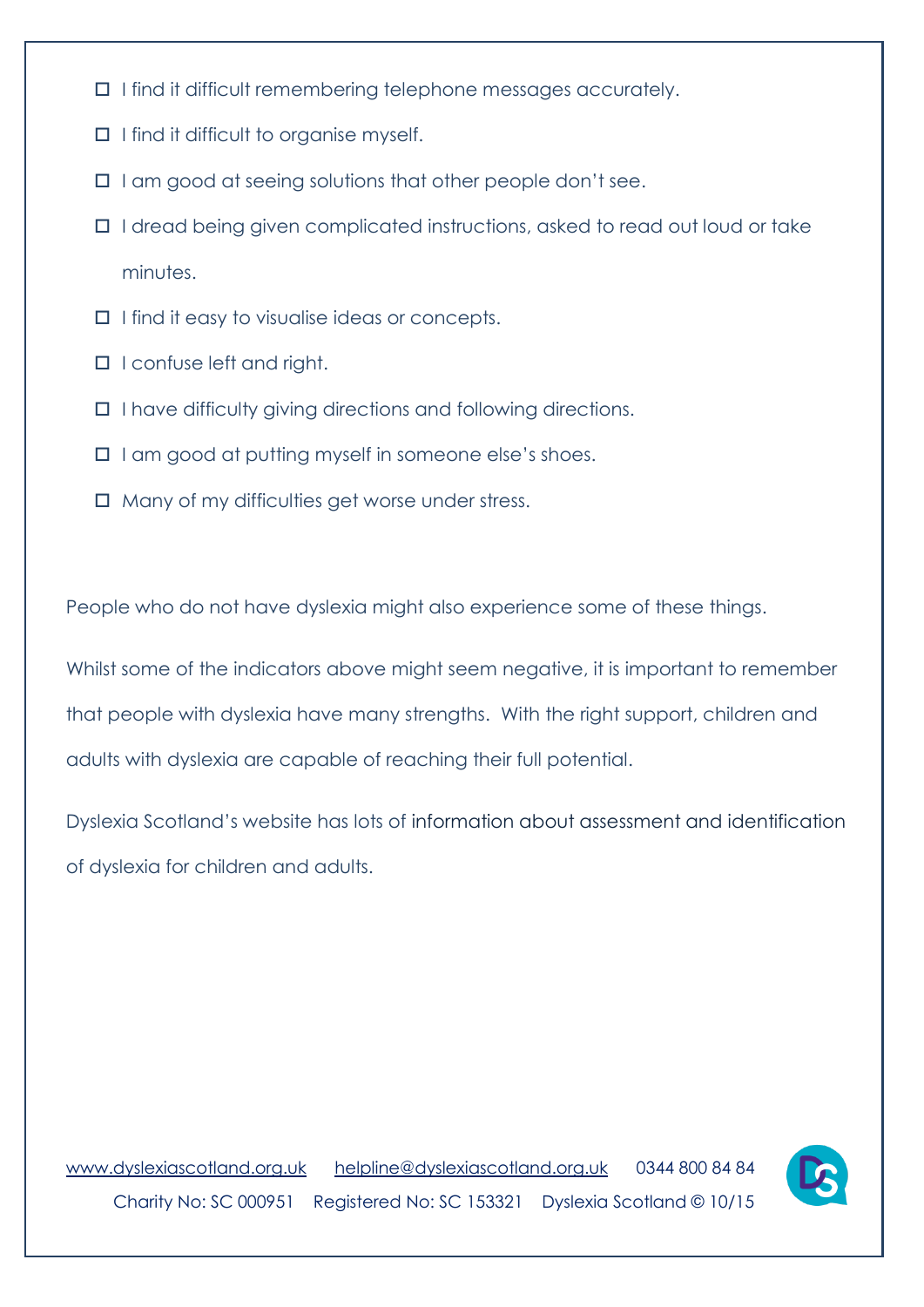- ☐ I find it difficult remembering telephone messages accurately.
- ☐ I find it difficult to organise myself.
- ☐ I am good at seeing solutions that other people don't see.
- ☐ I dread being given complicated instructions, asked to read out loud or take minutes.
- ☐ I find it easy to visualise ideas or concepts.
- ☐ I confuse left and right.
- ☐ I have difficulty giving directions and following directions.
- ☐ I am good at putting myself in someone else's shoes.
- ☐ Many of my difficulties get worse under stress.

People who do not have dyslexia might also experience some of these things.

Whilst some of the indicators above might seem negative, it is important to remember that people with dyslexia have many strengths. With the right support, children and adults with dyslexia are capable of reaching their full potential.

Dyslexia Scotland's website has lots of information about assessment and identification of dyslexia for children and adults.

www.dyslexiascotland.org.uk helpline@dyslexiascotland.org.uk 0344 800 84 84

Charity No: SC 000951 Registered No: SC 153321 Dyslexia Scotland © 10/15